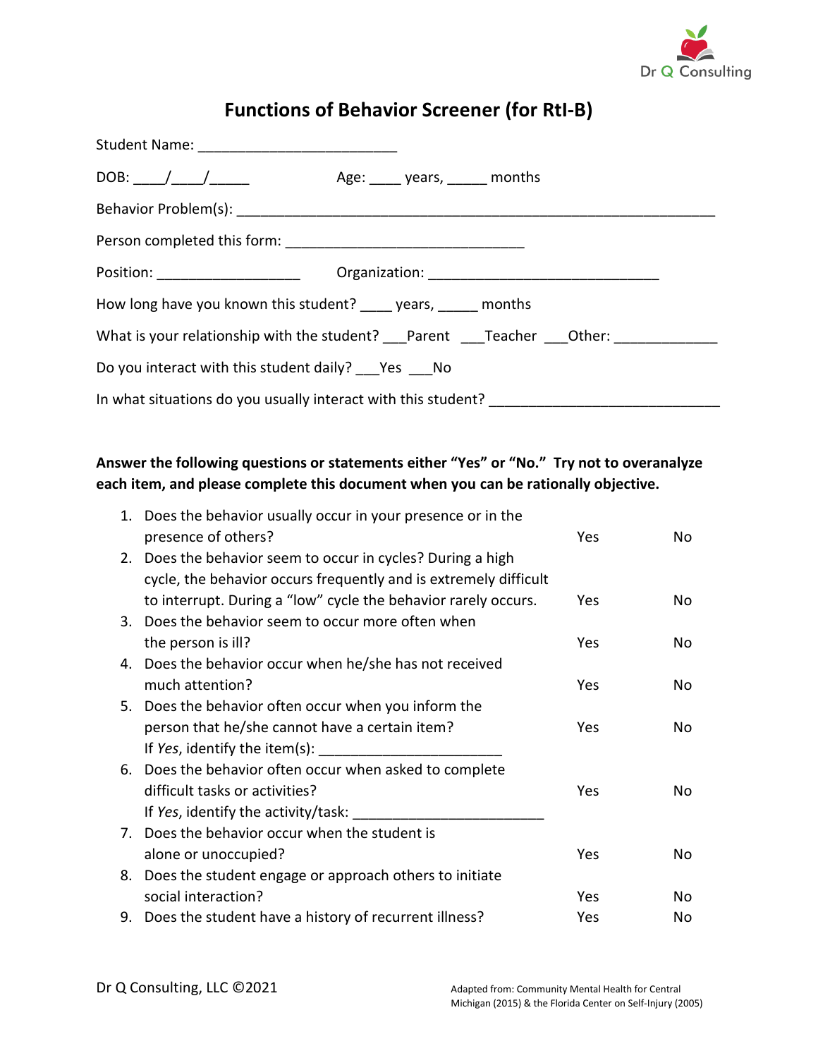Dr Q Consulting

# Functions of Behavior Screener (for RtI-B)

Student Name: _________________________

DOB: ____/____/_____ Age: ____ years, _____ months

Behavior Problem(s): ____________________________________________________________

Person completed this form: ______________________________

Position: __________________ Organization: _____________________________

How long have you known this student? ____ years, _____ months

What is your relationship with the student? ___Parent ___Teacher ___Other: ____________

Do you interact with this student daily? ___Yes ___No

In what situations do you usually interact with this student? ____________________________

**Answer the following questions or statements either "Yes" or "No." Try not to overanalyze each item, and please complete this document when you can be rationally objective.**

1. Does the behavior usually occur in your presence or in the presence of others? Yes No
2. Does the behavior seem to occur in cycles? During a high cycle, the behavior occurs frequently and is extremely difficult to interrupt. During a "low" cycle the behavior rarely occurs. Yes No
3. Does the behavior seem to occur more often when the person is ill? Yes No
4. Does the behavior occur when he/she has not received much attention? Yes No
5. Does the behavior often occur when you inform the person that he/she cannot have a certain item? Yes No
   If *Yes*, identify the item(s): ______________________
6. Does the behavior often occur when asked to complete difficult tasks or activities? Yes No
   If *Yes*, identify the activity/task: ________________________
7. Does the behavior occur when the student is alone or unoccupied? Yes No
8. Does the student engage or approach others to initiate social interaction? Yes No
9. Does the student have a history of recurrent illness? Yes No

Dr Q Consulting, LLC ©2021

Adapted from: Community Mental Health for Central Michigan (2015) & the Florida Center on Self-Injury (2005)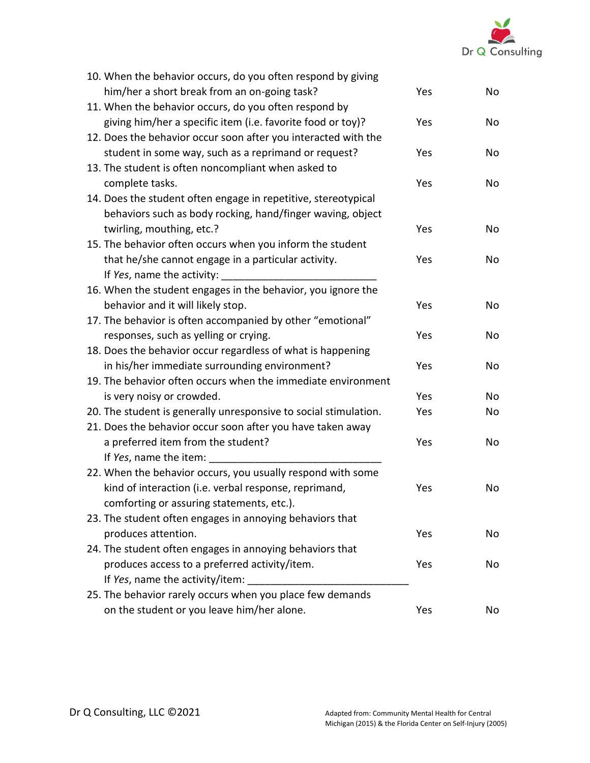| | | |
|---|---|---|
| 10. When the behavior occurs, do you often respond by giving him/her a short break from an on-going task? | Yes | No |
| 11. When the behavior occurs, do you often respond by giving him/her a specific item (i.e. favorite food or toy)? | Yes | No |
| 12. Does the behavior occur soon after you interacted with the student in some way, such as a reprimand or request? | Yes | No |
| 13. The student is often noncompliant when asked to complete tasks. | Yes | No |
| 14. Does the student often engage in repetitive, stereotypical behaviors such as body rocking, hand/finger waving, object twirling, mouthing, etc.? | Yes | No |
| 15. The behavior often occurs when you inform the student that he/she cannot engage in a particular activity. If *Yes*, name the activity: ___________________________ | Yes | No |
| 16. When the student engages in the behavior, you ignore the behavior and it will likely stop. | Yes | No |
| 17. The behavior is often accompanied by other "emotional" responses, such as yelling or crying. | Yes | No |
| 18. Does the behavior occur regardless of what is happening in his/her immediate surrounding environment? | Yes | No |
| 19. The behavior often occurs when the immediate environment is very noisy or crowded. | Yes | No |
| 20. The student is generally unresponsive to social stimulation. | Yes | No |
| 21. Does the behavior occur soon after you have taken away a preferred item from the student? If *Yes*, name the item: ______________________________ | Yes | No |
| 22. When the behavior occurs, you usually respond with some kind of interaction (i.e. verbal response, reprimand, comforting or assuring statements, etc.). | Yes | No |
| 23. The student often engages in annoying behaviors that produces attention. | Yes | No |
| 24. The student often engages in annoying behaviors that produces access to a preferred activity/item. If *Yes*, name the activity/item: ____________________________ | Yes | No |
| 25. The behavior rarely occurs when you place few demands on the student or you leave him/her alone. | Yes | No |

Dr Q Consulting, LLC ©2021

Adapted from: Community Mental Health for Central Michigan (2015) & the Florida Center on Self-Injury (2005)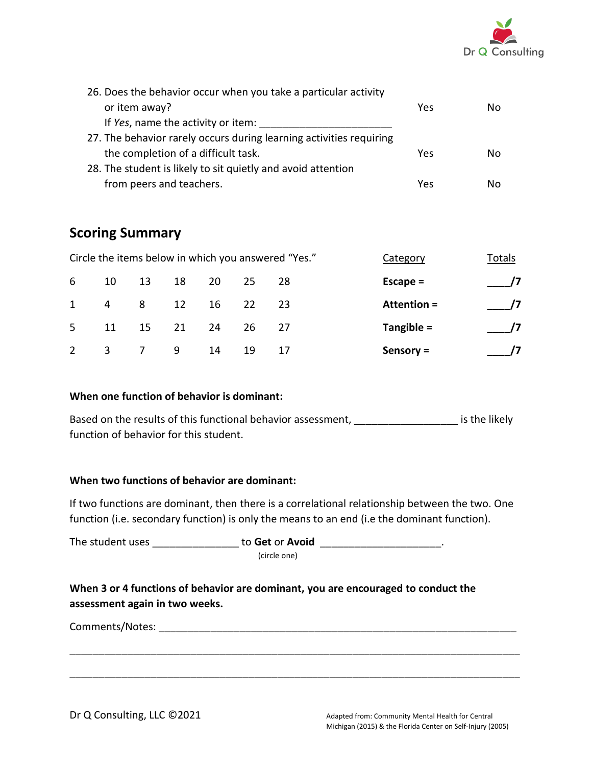26. Does the behavior occur when you take a particular activity or item away? Yes No
    If *Yes*, name the activity or item: ______________________
27. The behavior rarely occurs during learning activities requiring the completion of a difficult task. Yes No
28. The student is likely to sit quietly and avoid attention from peers and teachers. Yes No

## Scoring Summary

| Circle the items below in which you answered "Yes." | | | | | | | Category | Totals |
|---|---|---|---|---|---|---|---|---|
| 6 | 10 | 13 | 18 | 20 | 25 | 28 | **Escape =** | ____/7 |
| 1 | 4 | 8 | 12 | 16 | 22 | 23 | **Attention =** | ____/7 |
| 5 | 11 | 15 | 21 | 24 | 26 | 27 | **Tangible =** | ____/7 |
| 2 | 3 | 7 | 9 | 14 | 19 | 17 | **Sensory =** | ____/7 |

**When one function of behavior is dominant:**

Based on the results of this functional behavior assessment, __________________ is the likely function of behavior for this student.

**When two functions of behavior are dominant:**

If two functions are dominant, then there is a correlational relationship between the two. One function (i.e. secondary function) is only the means to an end (i.e the dominant function).

The student uses _______________ to **Get** or **Avoid** _____________________.
(circle one)

**When 3 or 4 functions of behavior are dominant, you are encouraged to conduct the assessment again in two weeks.**

Comments/Notes: ______________________________________________________________

_______________________________________________________________________________

_______________________________________________________________________________

Dr Q Consulting, LLC ©2021

Adapted from: Community Mental Health for Central Michigan (2015) & the Florida Center on Self-Injury (2005)